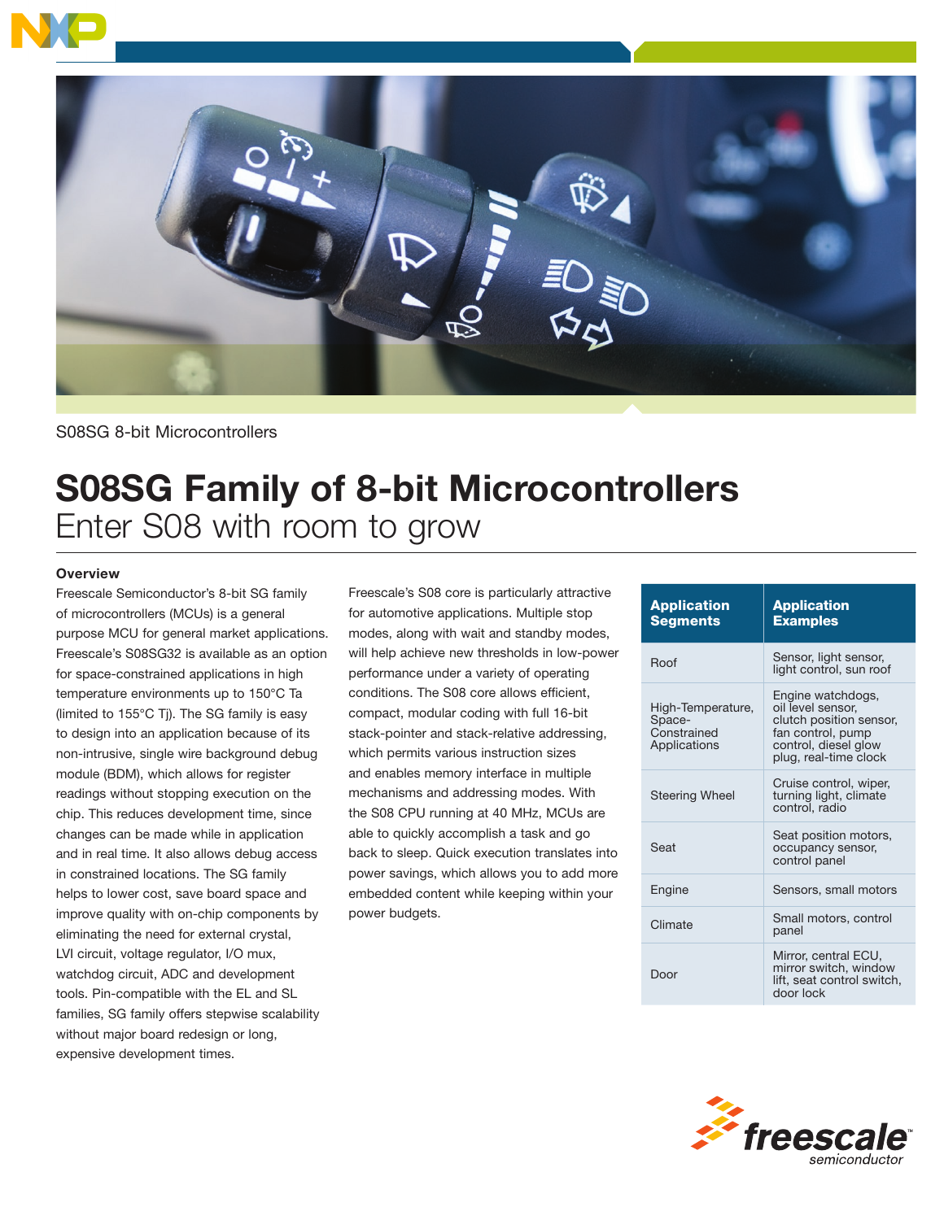S08SG 8-bit Microcontrollers

# S08SG Family of 8-bit Microcontrollers

## Enter S08 with room to grow

### Overview

Freescale Semiconductor's 8-bit SG family of microcontrollers (MCUs) is a general purpose MCU for general market applications. Freescale's S08SG32 is available as an option for space-constrained applications in high temperature environments up to 150°C Ta (limited to 155°C Tj). The SG family is easy to design into an application because of its non-intrusive, single wire background debug module (BDM), which allows for register readings without stopping execution on the chip. This reduces development time, since changes can be made while in application and in real time. It also allows debug access in constrained locations. The SG family helps to lower cost, save board space and improve quality with on-chip components by eliminating the need for external crystal, LVI circuit, voltage regulator, I/O mux, watchdog circuit, ADC and development tools. Pin-compatible with the EL and SL families, SG family offers stepwise scalability without major board redesign or long, expensive development times.

Freescale's S08 core is particularly attractive for automotive applications. Multiple stop modes, along with wait and standby modes, will help achieve new thresholds in low-power performance under a variety of operating conditions. The S08 core allows efficient, compact, modular coding with full 16-bit stack-pointer and stack-relative addressing, which permits various instruction sizes and enables memory interface in multiple mechanisms and addressing modes. With the S08 CPU running at 40 MHz, MCUs are able to quickly accomplish a task and go back to sleep. Quick execution translates into power savings, which allows you to add more embedded content while keeping within your power budgets.

| Application Segments | Application Examples |
| --- | --- |
| Roof | Sensor, light sensor, light control, sun roof |
| High-Temperature, Space-Constrained Applications | Engine watchdogs, oil level sensor, clutch position sensor, fan control, pump control, diesel glow plug, real-time clock |
| Steering Wheel | Cruise control, wiper, turning light, climate control, radio |
| Seat | Seat position motors, occupancy sensor, control panel |
| Engine | Sensors, small motors |
| Climate | Small motors, control panel |
| Door | Mirror, central ECU, mirror switch, window lift, seat control switch, door lock |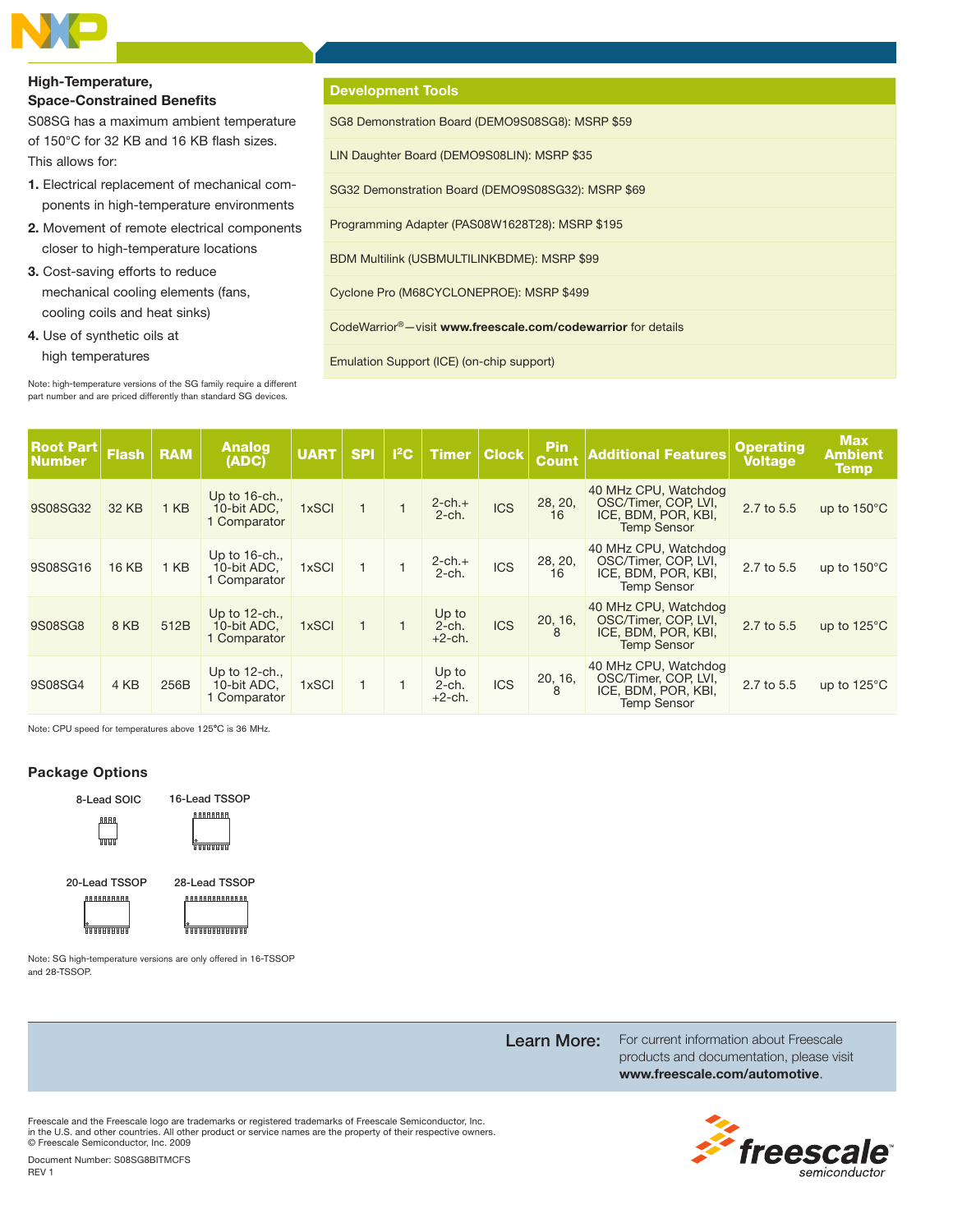### High-Temperature, Space-Constrained Benefits

S08SG has a maximum ambient temperature of 150°C for 32 KB and 16 KB flash sizes. This allows for:

1. Electrical replacement of mechanical components in high-temperature environments
2. Movement of remote electrical components closer to high-temperature locations
3. Cost-saving efforts to reduce mechanical cooling elements (fans, cooling coils and heat sinks)
4. Use of synthetic oils at high temperatures

Note: high-temperature versions of the SG family require a different part number and are priced differently than standard SG devices.

| Development Tools |
|---|
| SG8 Demonstration Board (DEMO9S08SG8): MSRP $59 |
| LIN Daughter Board (DEMO9S08LIN): MSRP $35 |
| SG32 Demonstration Board (DEMO9S08SG32): MSRP $69 |
| Programming Adapter (PAS08W1628T28): MSRP $195 |
| BDM Multilink (USBMULTILINKBDME): MSRP $99 |
| Cyclone Pro (M68CYCLONEPROE): MSRP $499 |
| CodeWarrior®—visit **www.freescale.com/codewarrior** for details |
| Emulation Support (ICE) (on-chip support) |

| Root Part Number | Flash | RAM | Analog (ADC) | UART | SPI | I²C | Timer | Clock | Pin Count | Additional Features | Operating Voltage | Max Ambient Temp |
|---|---|---|---|---|---|---|---|---|---|---|---|---|
| 9S08SG32 | 32 KB | 1 KB | Up to 16-ch., 10-bit ADC, 1 Comparator | 1xSCI | 1 | 1 | 2-ch.+ 2-ch. | ICS | 28, 20, 16 | 40 MHz CPU, Watchdog OSC/Timer, COP, LVI, ICE, BDM, POR, KBI, Temp Sensor | 2.7 to 5.5 | up to 150°C |
| 9S08SG16 | 16 KB | 1 KB | Up to 16-ch., 10-bit ADC, 1 Comparator | 1xSCI | 1 | 1 | 2-ch.+ 2-ch. | ICS | 28, 20, 16 | 40 MHz CPU, Watchdog OSC/Timer, COP, LVI, ICE, BDM, POR, KBI, Temp Sensor | 2.7 to 5.5 | up to 150°C |
| 9S08SG8 | 8 KB | 512B | Up to 12-ch., 10-bit ADC, 1 Comparator | 1xSCI | 1 | 1 | Up to 2-ch. +2-ch. | ICS | 20, 16, 8 | 40 MHz CPU, Watchdog OSC/Timer, COP, LVI, ICE, BDM, POR, KBI, Temp Sensor | 2.7 to 5.5 | up to 125°C |
| 9S08SG4 | 4 KB | 256B | Up to 12-ch., 10-bit ADC, 1 Comparator | 1xSCI | 1 | 1 | Up to 2-ch. +2-ch. | ICS | 20, 16, 8 | 40 MHz CPU, Watchdog OSC/Timer, COP, LVI, ICE, BDM, POR, KBI, Temp Sensor | 2.7 to 5.5 | up to 125°C |

Note: CPU speed for temperatures above 125°C is 36 MHz.

### Package Options

8-Lead SOIC

16-Lead TSSOP

20-Lead TSSOP

28-Lead TSSOP

Note: SG high-temperature versions are only offered in 16-TSSOP and 28-TSSOP.

**Learn More:** For current information about Freescale products and documentation, please visit **www.freescale.com/automotive**.

Freescale and the Freescale logo are trademarks or registered trademarks of Freescale Semiconductor, Inc. in the U.S. and other countries. All other product or service names are the property of their respective owners.
© Freescale Semiconductor, Inc. 2009

Document Number: S08SG8BITMCFS
REV 1